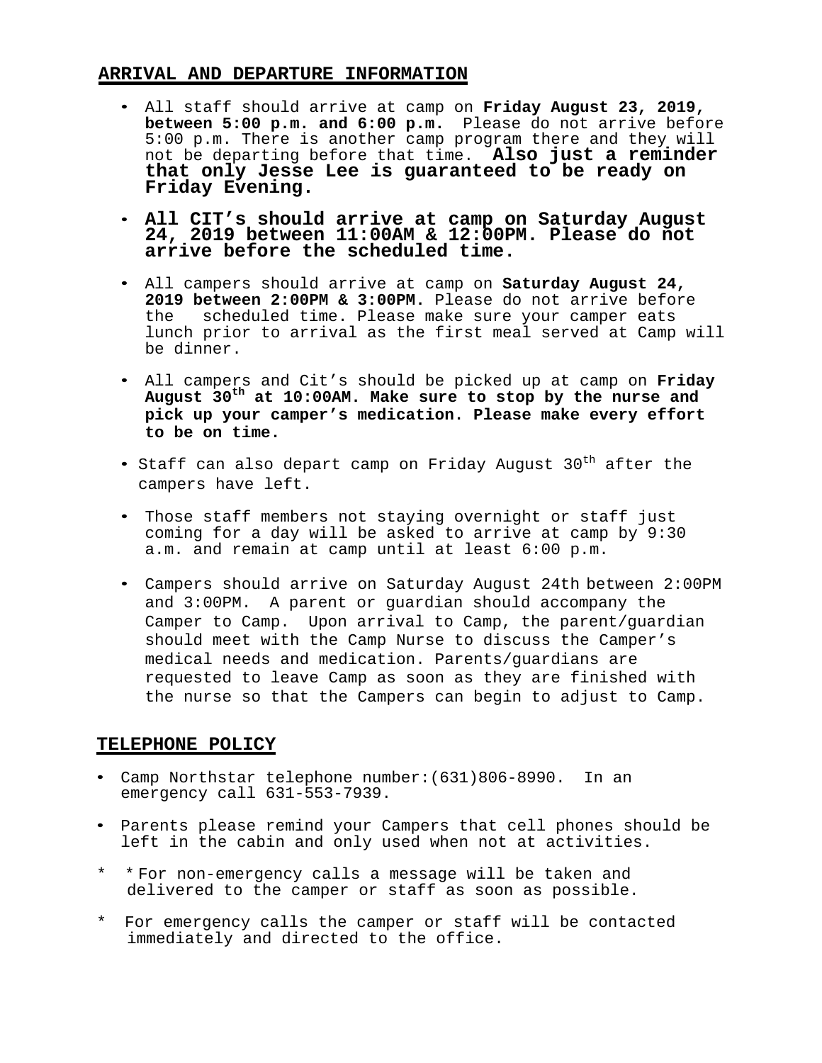## ARRIVAL AND DEPARTURE INFORMATION

- All staff should arrive at camp on **Friday August 23, 2019, between 5:00 p.m. and 6:00 p.m.** Please do not arrive before 5:00 p.m. There is another camp program there and they will not be departing before that time. **Also just a reminder that only Jesse Lee is guaranteed to be ready on Friday Evening.**
- **All CIT's should arrive at camp on Saturday August 24, 2019 between 11:00AM & 12:00PM. Please do not arrive before the scheduled time.**
- All campers should arrive at camp on **Saturday August 24, 2019 between 2:00PM & 3:00PM.** Please do not arrive before the scheduled time. Please make sure your camper eats lunch prior to arrival as the first meal served at Camp will be dinner.
- All campers and Cit's should be picked up at camp on **Friday August 30th at 10:00AM. Make sure to stop by the nurse and pick up your camper's medication. Please make every effort to be on time.**
- Staff can also depart camp on Friday August 30th after the campers have left.
- Those staff members not staying overnight or staff just coming for a day will be asked to arrive at camp by 9:30 a.m. and remain at camp until at least 6:00 p.m.
- Campers should arrive on Saturday August 24th between 2:00PM and 3:00PM. A parent or guardian should accompany the Camper to Camp. Upon arrival to Camp, the parent/guardian should meet with the Camp Nurse to discuss the Camper's medical needs and medication. Parents/guardians are requested to leave Camp as soon as they are finished with the nurse so that the Campers can begin to adjust to Camp.

## TELEPHONE POLICY

- Camp Northstar telephone number:(631)806-8990. In an emergency call 631-553-7939.
- Parents please remind your Campers that cell phones should be left in the cabin and only used when not at activities.

\* \* For non-emergency calls a message will be taken and delivered to the camper or staff as soon as possible.

\* For emergency calls the camper or staff will be contacted immediately and directed to the office.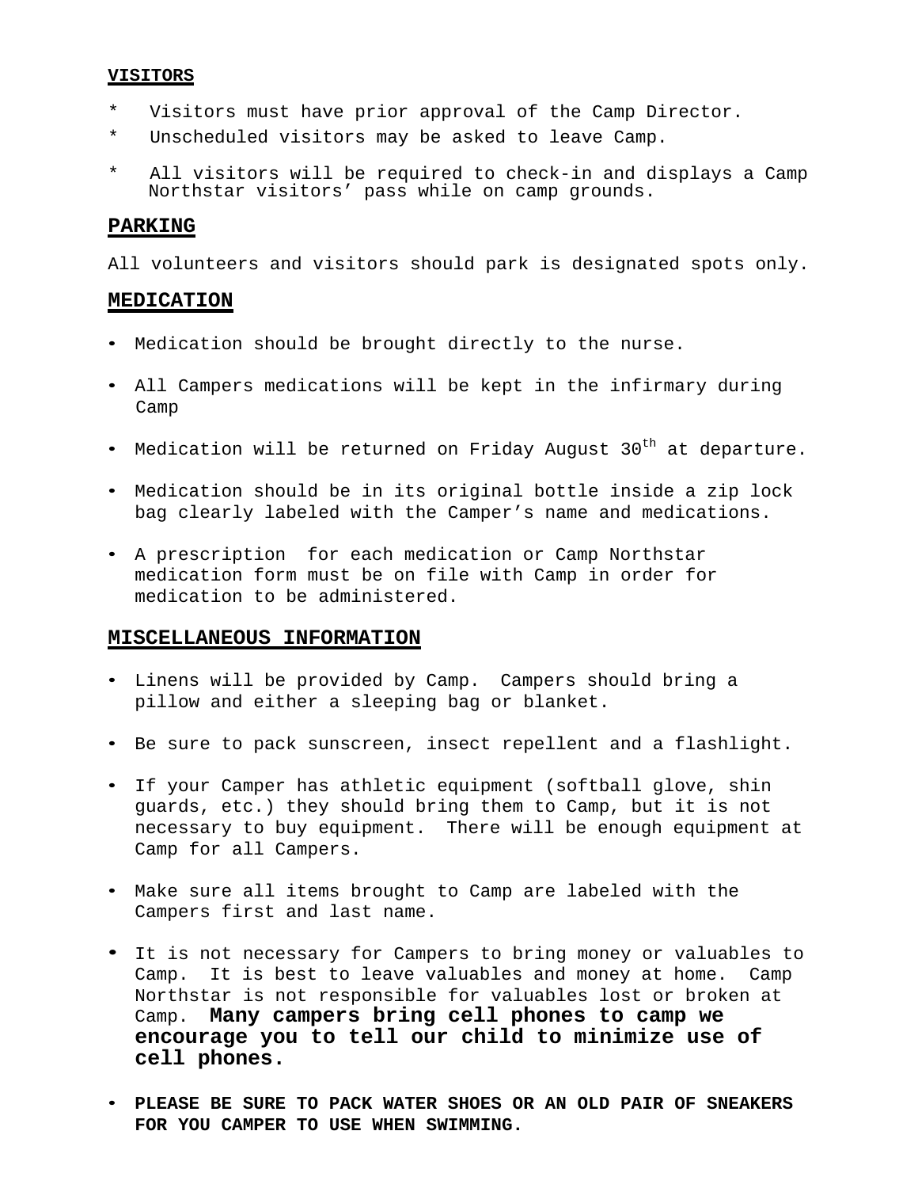## VISITORS

* Visitors must have prior approval of the Camp Director.
* Unscheduled visitors may be asked to leave Camp.
* All visitors will be required to check-in and displays a Camp Northstar visitors' pass while on camp grounds.

## PARKING

All volunteers and visitors should park is designated spots only.

## MEDICATION

- Medication should be brought directly to the nurse.
- All Campers medications will be kept in the infirmary during Camp
- Medication will be returned on Friday August 30th at departure.
- Medication should be in its original bottle inside a zip lock bag clearly labeled with the Camper's name and medications.
- A prescription for each medication or Camp Northstar medication form must be on file with Camp in order for medication to be administered.

## MISCELLANEOUS INFORMATION

- Linens will be provided by Camp. Campers should bring a pillow and either a sleeping bag or blanket.
- Be sure to pack sunscreen, insect repellent and a flashlight.
- If your Camper has athletic equipment (softball glove, shin guards, etc.) they should bring them to Camp, but it is not necessary to buy equipment. There will be enough equipment at Camp for all Campers.
- Make sure all items brought to Camp are labeled with the Campers first and last name.
- It is not necessary for Campers to bring money or valuables to Camp. It is best to leave valuables and money at home. Camp Northstar is not responsible for valuables lost or broken at Camp. **Many campers bring cell phones to camp we encourage you to tell our child to minimize use of cell phones.**
- **PLEASE BE SURE TO PACK WATER SHOES OR AN OLD PAIR OF SNEAKERS FOR YOU CAMPER TO USE WHEN SWIMMING.**